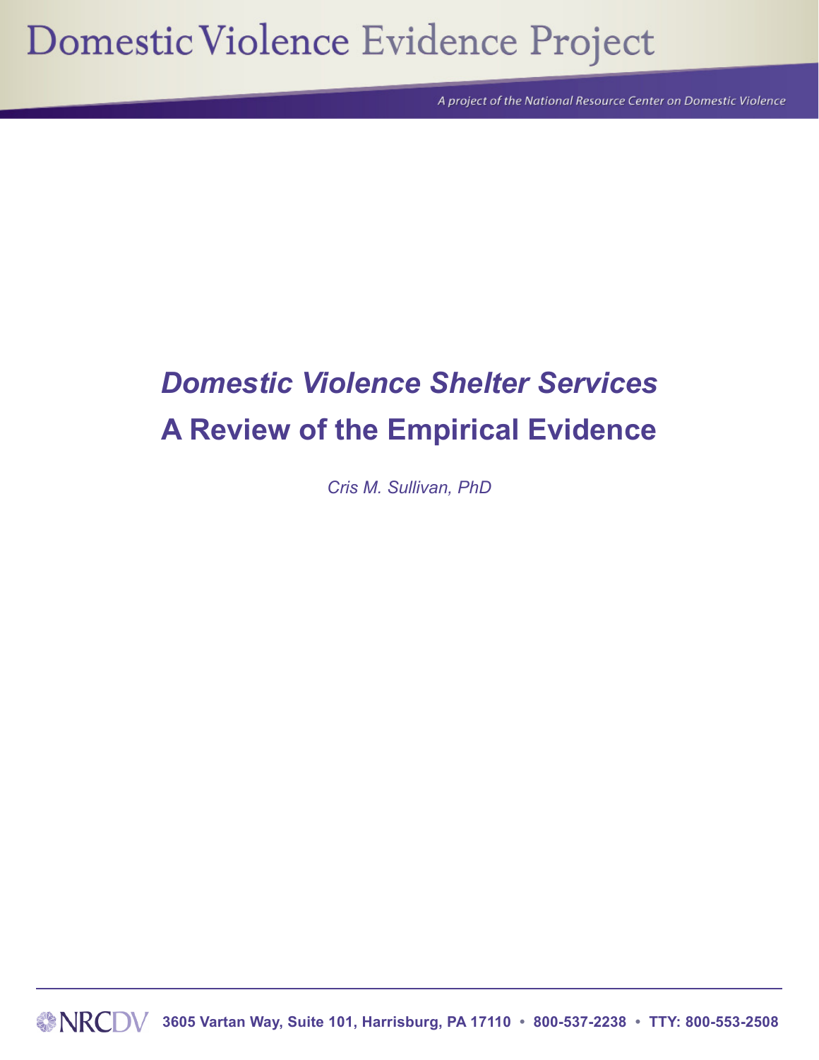# Domestic Violence Evidence Project

*A project of the National Resource Center on Domestic Violence*

## *Domestic Violence Shelter Services*
## A Review of the Empirical Evidence

*Cris M. Sullivan, PhD*

NRCDV 3605 Vartan Way, Suite 101, Harrisburg, PA 17110 • 800-537-2238 • TTY: 800-553-2508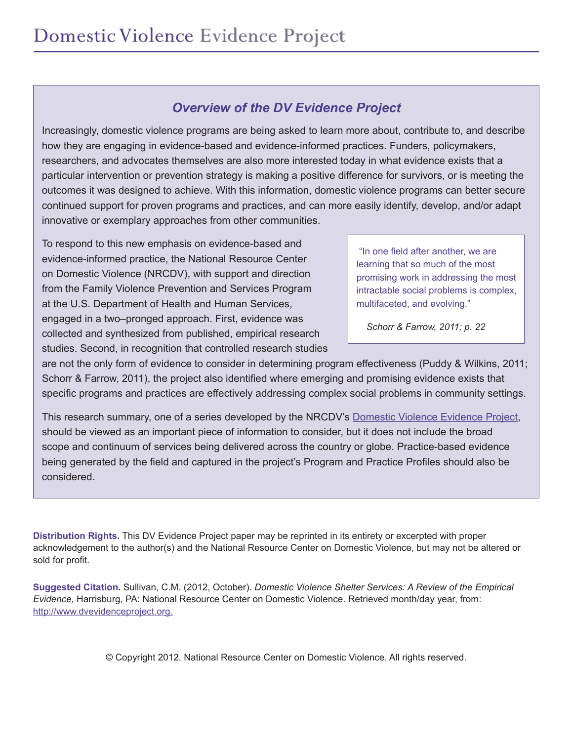# Domestic Violence Evidence Project

## Overview of the DV Evidence Project

Increasingly, domestic violence programs are being asked to learn more about, contribute to, and describe how they are engaging in evidence-based and evidence-informed practices. Funders, policymakers, researchers, and advocates themselves are also more interested today in what evidence exists that a particular intervention or prevention strategy is making a positive difference for survivors, or is meeting the outcomes it was designed to achieve. With this information, domestic violence programs can better secure continued support for proven programs and practices, and can more easily identify, develop, and/or adapt innovative or exemplary approaches from other communities.

To respond to this new emphasis on evidence-based and evidence-informed practice, the National Resource Center on Domestic Violence (NRCDV), with support and direction from the Family Violence Prevention and Services Program at the U.S. Department of Health and Human Services, engaged in a two–pronged approach. First, evidence was collected and synthesized from published, empirical research studies. Second, in recognition that controlled research studies are not the only form of evidence to consider in determining program effectiveness (Puddy & Wilkins, 2011; Schorr & Farrow, 2011), the project also identified where emerging and promising evidence exists that specific programs and practices are effectively addressing complex social problems in community settings.

> "In one field after another, we are learning that so much of the most promising work in addressing the most intractable social problems is complex, multifaceted, and evolving."
>
> *Schorr & Farrow, 2011; p. 22*

This research summary, one of a series developed by the NRCDV's Domestic Violence Evidence Project, should be viewed as an important piece of information to consider, but it does not include the broad scope and continuum of services being delivered across the country or globe. Practice-based evidence being generated by the field and captured in the project's Program and Practice Profiles should also be considered.

**Distribution Rights.** This DV Evidence Project paper may be reprinted in its entirety or excerpted with proper acknowledgement to the author(s) and the National Resource Center on Domestic Violence, but may not be altered or sold for profit.

**Suggested Citation.** Sullivan, C.M. (2012, October). *Domestic Violence Shelter Services: A Review of the Empirical Evidence,* Harrisburg, PA: National Resource Center on Domestic Violence. Retrieved month/day year, from: http://www.dvevidenceproject.org.

© Copyright 2012. National Resource Center on Domestic Violence. All rights reserved.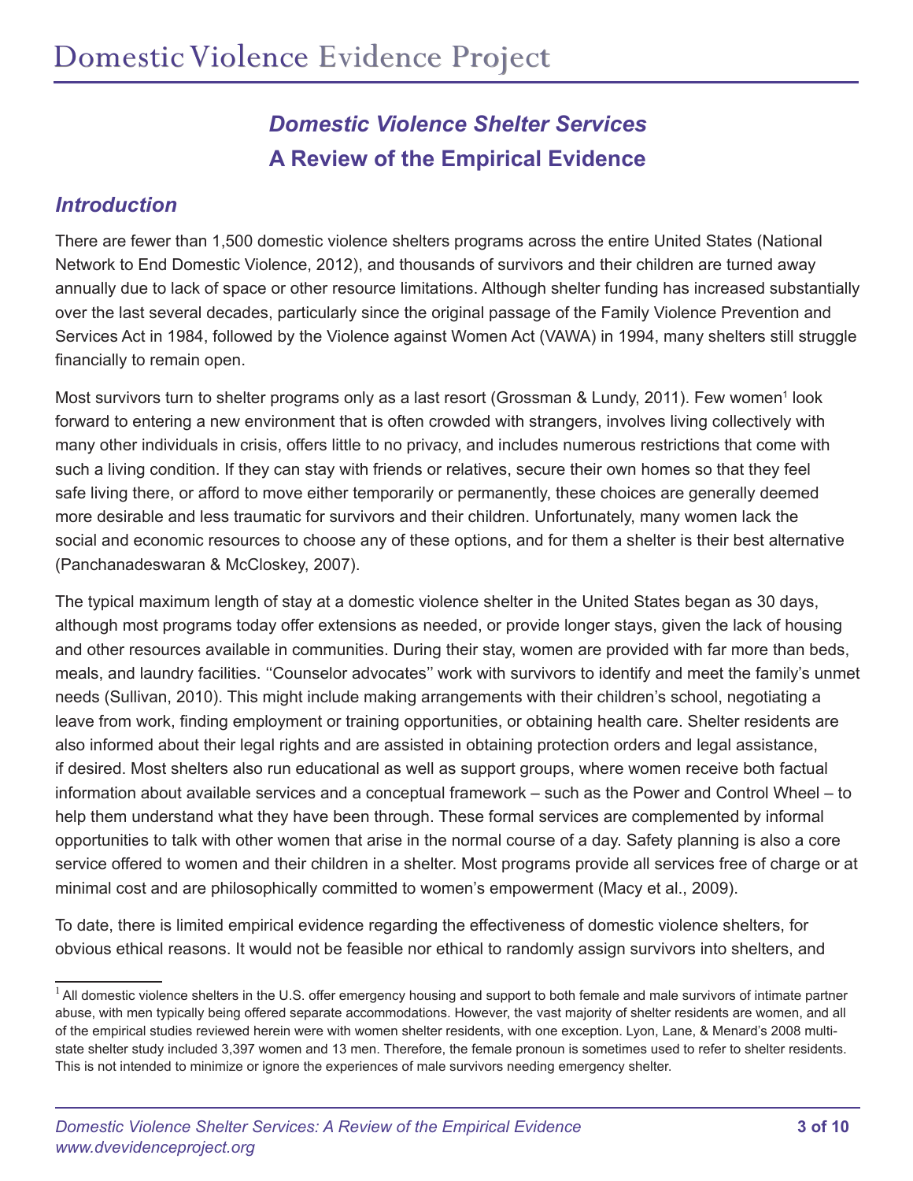# Domestic Violence Shelter Services

## A Review of the Empirical Evidence

### Introduction

There are fewer than 1,500 domestic violence shelters programs across the entire United States (National Network to End Domestic Violence, 2012), and thousands of survivors and their children are turned away annually due to lack of space or other resource limitations. Although shelter funding has increased substantially over the last several decades, particularly since the original passage of the Family Violence Prevention and Services Act in 1984, followed by the Violence against Women Act (VAWA) in 1994, many shelters still struggle financially to remain open.

Most survivors turn to shelter programs only as a last resort (Grossman & Lundy, 2011). Few women[1] look forward to entering a new environment that is often crowded with strangers, involves living collectively with many other individuals in crisis, offers little to no privacy, and includes numerous restrictions that come with such a living condition. If they can stay with friends or relatives, secure their own homes so that they feel safe living there, or afford to move either temporarily or permanently, these choices are generally deemed more desirable and less traumatic for survivors and their children. Unfortunately, many women lack the social and economic resources to choose any of these options, and for them a shelter is their best alternative (Panchanadeswaran & McCloskey, 2007).

The typical maximum length of stay at a domestic violence shelter in the United States began as 30 days, although most programs today offer extensions as needed, or provide longer stays, given the lack of housing and other resources available in communities. During their stay, women are provided with far more than beds, meals, and laundry facilities. ''Counselor advocates'' work with survivors to identify and meet the family's unmet needs (Sullivan, 2010). This might include making arrangements with their children's school, negotiating a leave from work, finding employment or training opportunities, or obtaining health care. Shelter residents are also informed about their legal rights and are assisted in obtaining protection orders and legal assistance, if desired. Most shelters also run educational as well as support groups, where women receive both factual information about available services and a conceptual framework – such as the Power and Control Wheel – to help them understand what they have been through. These formal services are complemented by informal opportunities to talk with other women that arise in the normal course of a day. Safety planning is also a core service offered to women and their children in a shelter. Most programs provide all services free of charge or at minimal cost and are philosophically committed to women's empowerment (Macy et al., 2009).

To date, there is limited empirical evidence regarding the effectiveness of domestic violence shelters, for obvious ethical reasons. It would not be feasible nor ethical to randomly assign survivors into shelters, and

---

[1] All domestic violence shelters in the U.S. offer emergency housing and support to both female and male survivors of intimate partner abuse, with men typically being offered separate accommodations. However, the vast majority of shelter residents are women, and all of the empirical studies reviewed herein were with women shelter residents, with one exception. Lyon, Lane, & Menard's 2008 multi-state shelter study included 3,397 women and 13 men. Therefore, the female pronoun is sometimes used to refer to shelter residents. This is not intended to minimize or ignore the experiences of male survivors needing emergency shelter.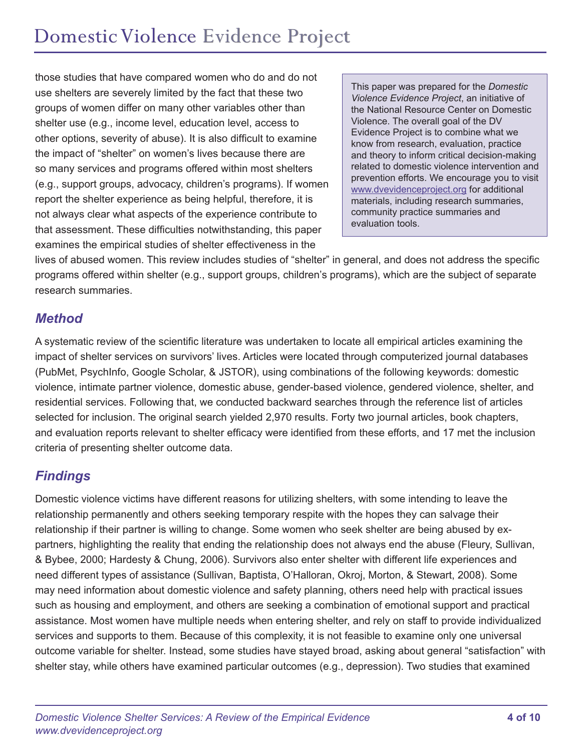those studies that have compared women who do and do not use shelters are severely limited by the fact that these two groups of women differ on many other variables other than shelter use (e.g., income level, education level, access to other options, severity of abuse). It is also difficult to examine the impact of "shelter" on women's lives because there are so many services and programs offered within most shelters (e.g., support groups, advocacy, children's programs). If women report the shelter experience as being helpful, therefore, it is not always clear what aspects of the experience contribute to that assessment. These difficulties notwithstanding, this paper examines the empirical studies of shelter effectiveness in the lives of abused women. This review includes studies of "shelter" in general, and does not address the specific programs offered within shelter (e.g., support groups, children's programs), which are the subject of separate research summaries.

> This paper was prepared for the *Domestic Violence Evidence Project*, an initiative of the National Resource Center on Domestic Violence. The overall goal of the DV Evidence Project is to combine what we know from research, evaluation, practice and theory to inform critical decision-making related to domestic violence intervention and prevention efforts. We encourage you to visit www.dvevidenceproject.org for additional materials, including research summaries, community practice summaries and evaluation tools.

## *Method*

A systematic review of the scientific literature was undertaken to locate all empirical articles examining the impact of shelter services on survivors' lives. Articles were located through computerized journal databases (PubMet, PsychInfo, Google Scholar, & JSTOR), using combinations of the following keywords: domestic violence, intimate partner violence, domestic abuse, gender-based violence, gendered violence, shelter, and residential services. Following that, we conducted backward searches through the reference list of articles selected for inclusion. The original search yielded 2,970 results. Forty two journal articles, book chapters, and evaluation reports relevant to shelter efficacy were identified from these efforts, and 17 met the inclusion criteria of presenting shelter outcome data.

## *Findings*

Domestic violence victims have different reasons for utilizing shelters, with some intending to leave the relationship permanently and others seeking temporary respite with the hopes they can salvage their relationship if their partner is willing to change. Some women who seek shelter are being abused by ex-partners, highlighting the reality that ending the relationship does not always end the abuse (Fleury, Sullivan, & Bybee, 2000; Hardesty & Chung, 2006). Survivors also enter shelter with different life experiences and need different types of assistance (Sullivan, Baptista, O'Halloran, Okroj, Morton, & Stewart, 2008). Some may need information about domestic violence and safety planning, others need help with practical issues such as housing and employment, and others are seeking a combination of emotional support and practical assistance. Most women have multiple needs when entering shelter, and rely on staff to provide individualized services and supports to them. Because of this complexity, it is not feasible to examine only one universal outcome variable for shelter. Instead, some studies have stayed broad, asking about general "satisfaction" with shelter stay, while others have examined particular outcomes (e.g., depression). Two studies that examined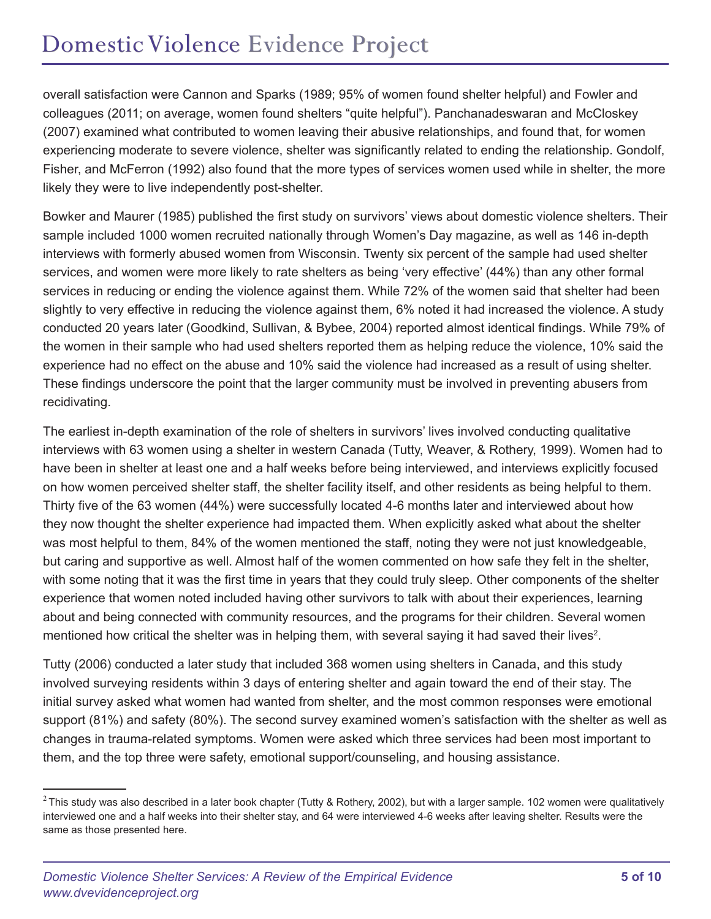overall satisfaction were Cannon and Sparks (1989; 95% of women found shelter helpful) and Fowler and colleagues (2011; on average, women found shelters "quite helpful"). Panchanadeswaran and McCloskey (2007) examined what contributed to women leaving their abusive relationships, and found that, for women experiencing moderate to severe violence, shelter was significantly related to ending the relationship. Gondolf, Fisher, and McFerron (1992) also found that the more types of services women used while in shelter, the more likely they were to live independently post-shelter.

Bowker and Maurer (1985) published the first study on survivors' views about domestic violence shelters. Their sample included 1000 women recruited nationally through Women's Day magazine, as well as 146 in-depth interviews with formerly abused women from Wisconsin. Twenty six percent of the sample had used shelter services, and women were more likely to rate shelters as being 'very effective' (44%) than any other formal services in reducing or ending the violence against them. While 72% of the women said that shelter had been slightly to very effective in reducing the violence against them, 6% noted it had increased the violence. A study conducted 20 years later (Goodkind, Sullivan, & Bybee, 2004) reported almost identical findings. While 79% of the women in their sample who had used shelters reported them as helping reduce the violence, 10% said the experience had no effect on the abuse and 10% said the violence had increased as a result of using shelter. These findings underscore the point that the larger community must be involved in preventing abusers from recidivating.

The earliest in-depth examination of the role of shelters in survivors' lives involved conducting qualitative interviews with 63 women using a shelter in western Canada (Tutty, Weaver, & Rothery, 1999). Women had to have been in shelter at least one and a half weeks before being interviewed, and interviews explicitly focused on how women perceived shelter staff, the shelter facility itself, and other residents as being helpful to them. Thirty five of the 63 women (44%) were successfully located 4-6 months later and interviewed about how they now thought the shelter experience had impacted them. When explicitly asked what about the shelter was most helpful to them, 84% of the women mentioned the staff, noting they were not just knowledgeable, but caring and supportive as well. Almost half of the women commented on how safe they felt in the shelter, with some noting that it was the first time in years that they could truly sleep. Other components of the shelter experience that women noted included having other survivors to talk with about their experiences, learning about and being connected with community resources, and the programs for their children. Several women mentioned how critical the shelter was in helping them, with several saying it had saved their lives[2].

Tutty (2006) conducted a later study that included 368 women using shelters in Canada, and this study involved surveying residents within 3 days of entering shelter and again toward the end of their stay. The initial survey asked what women had wanted from shelter, and the most common responses were emotional support (81%) and safety (80%). The second survey examined women's satisfaction with the shelter as well as changes in trauma-related symptoms. Women were asked which three services had been most important to them, and the top three were safety, emotional support/counseling, and housing assistance.

---

[2] This study was also described in a later book chapter (Tutty & Rothery, 2002), but with a larger sample. 102 women were qualitatively interviewed one and a half weeks into their shelter stay, and 64 were interviewed 4-6 weeks after leaving shelter. Results were the same as those presented here.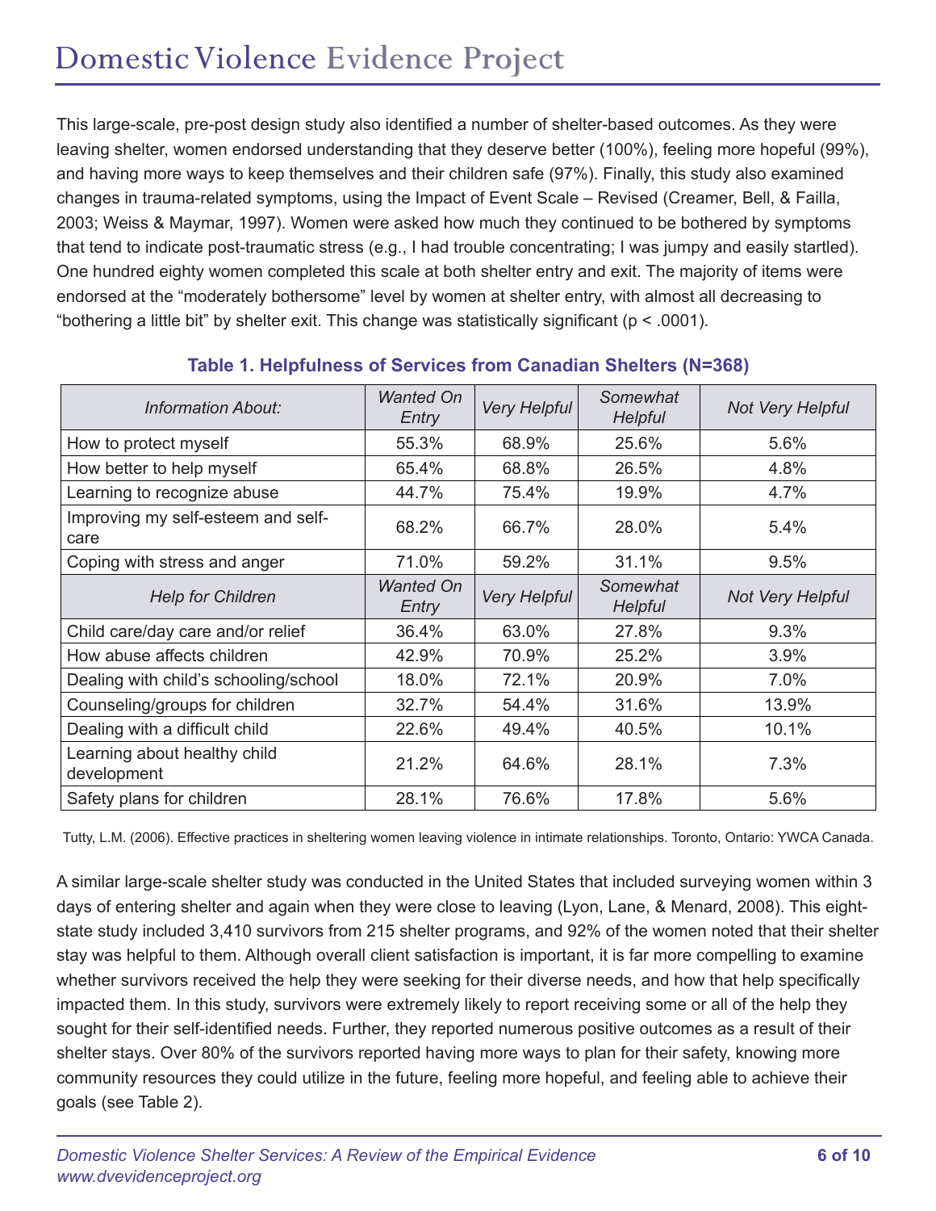This large-scale, pre-post design study also identified a number of shelter-based outcomes. As they were leaving shelter, women endorsed understanding that they deserve better (100%), feeling more hopeful (99%), and having more ways to keep themselves and their children safe (97%). Finally, this study also examined changes in trauma-related symptoms, using the Impact of Event Scale – Revised (Creamer, Bell, & Failla, 2003; Weiss & Maymar, 1997). Women were asked how much they continued to be bothered by symptoms that tend to indicate post-traumatic stress (e.g., I had trouble concentrating; I was jumpy and easily startled). One hundred eighty women completed this scale at both shelter entry and exit. The majority of items were endorsed at the "moderately bothersome" level by women at shelter entry, with almost all decreasing to "bothering a little bit" by shelter exit. This change was statistically significant ($p < .0001$).

**Table 1. Helpfulness of Services from Canadian Shelters (N=368)**

| *Information About:* | *Wanted On Entry* | *Very Helpful* | *Somewhat Helpful* | *Not Very Helpful* |
|---|---|---|---|---|
| How to protect myself | 55.3% | 68.9% | 25.6% | 5.6% |
| How better to help myself | 65.4% | 68.8% | 26.5% | 4.8% |
| Learning to recognize abuse | 44.7% | 75.4% | 19.9% | 4.7% |
| Improving my self-esteem and self-care | 68.2% | 66.7% | 28.0% | 5.4% |
| Coping with stress and anger | 71.0% | 59.2% | 31.1% | 9.5% |
| *Help for Children* | *Wanted On Entry* | *Very Helpful* | *Somewhat Helpful* | *Not Very Helpful* |
| Child care/day care and/or relief | 36.4% | 63.0% | 27.8% | 9.3% |
| How abuse affects children | 42.9% | 70.9% | 25.2% | 3.9% |
| Dealing with child's schooling/school | 18.0% | 72.1% | 20.9% | 7.0% |
| Counseling/groups for children | 32.7% | 54.4% | 31.6% | 13.9% |
| Dealing with a difficult child | 22.6% | 49.4% | 40.5% | 10.1% |
| Learning about healthy child development | 21.2% | 64.6% | 28.1% | 7.3% |
| Safety plans for children | 28.1% | 76.6% | 17.8% | 5.6% |

Tutty, L.M. (2006). Effective practices in sheltering women leaving violence in intimate relationships. Toronto, Ontario: YWCA Canada.

A similar large-scale shelter study was conducted in the United States that included surveying women within 3 days of entering shelter and again when they were close to leaving (Lyon, Lane, & Menard, 2008). This eight-state study included 3,410 survivors from 215 shelter programs, and 92% of the women noted that their shelter stay was helpful to them. Although overall client satisfaction is important, it is far more compelling to examine whether survivors received the help they were seeking for their diverse needs, and how that help specifically impacted them. In this study, survivors were extremely likely to report receiving some or all of the help they sought for their self-identified needs. Further, they reported numerous positive outcomes as a result of their shelter stays. Over 80% of the survivors reported having more ways to plan for their safety, knowing more community resources they could utilize in the future, feeling more hopeful, and feeling able to achieve their goals (see Table 2).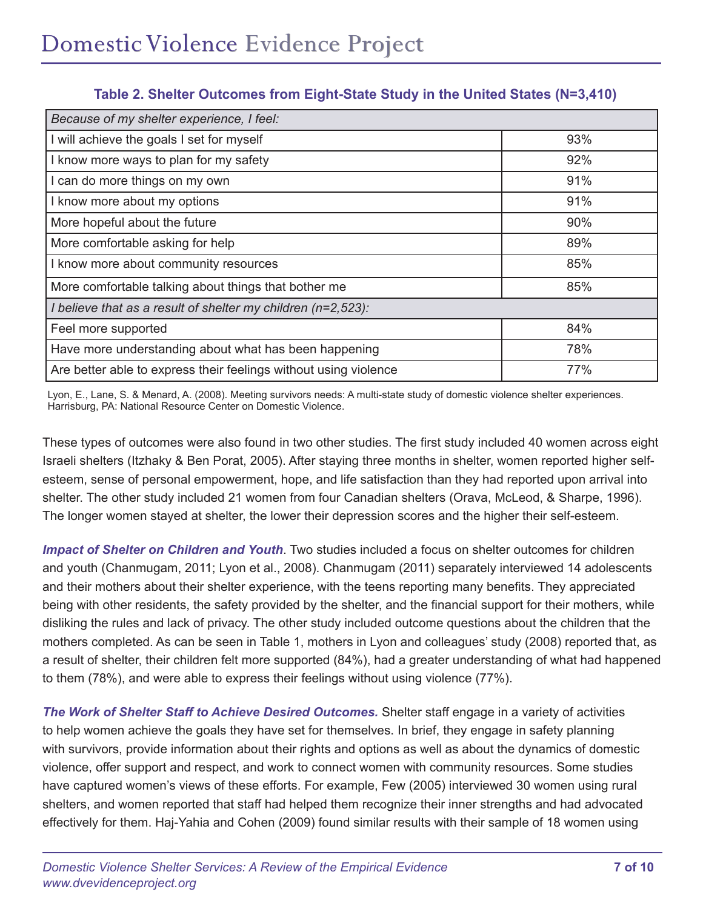**Table 2. Shelter Outcomes from Eight-State Study in the United States (N=3,410)**

| *Because of my shelter experience, I feel:* | |
|---|---|
| I will achieve the goals I set for myself | 93% |
| I know more ways to plan for my safety | 92% |
| I can do more things on my own | 91% |
| I know more about my options | 91% |
| More hopeful about the future | 90% |
| More comfortable asking for help | 89% |
| I know more about community resources | 85% |
| More comfortable talking about things that bother me | 85% |
| *I believe that as a result of shelter my children (n=2,523):* | |
| Feel more supported | 84% |
| Have more understanding about what has been happening | 78% |
| Are better able to express their feelings without using violence | 77% |

Lyon, E., Lane, S. & Menard, A. (2008). Meeting survivors needs: A multi-state study of domestic violence shelter experiences. Harrisburg, PA: National Resource Center on Domestic Violence.

These types of outcomes were also found in two other studies. The first study included 40 women across eight Israeli shelters (Itzhaky & Ben Porat, 2005). After staying three months in shelter, women reported higher self-esteem, sense of personal empowerment, hope, and life satisfaction than they had reported upon arrival into shelter. The other study included 21 women from four Canadian shelters (Orava, McLeod, & Sharpe, 1996). The longer women stayed at shelter, the lower their depression scores and the higher their self-esteem.

***Impact of Shelter on Children and Youth***. Two studies included a focus on shelter outcomes for children and youth (Chanmugam, 2011; Lyon et al., 2008). Chanmugam (2011) separately interviewed 14 adolescents and their mothers about their shelter experience, with the teens reporting many benefits. They appreciated being with other residents, the safety provided by the shelter, and the financial support for their mothers, while disliking the rules and lack of privacy. The other study included outcome questions about the children that the mothers completed. As can be seen in Table 1, mothers in Lyon and colleagues' study (2008) reported that, as a result of shelter, their children felt more supported (84%), had a greater understanding of what had happened to them (78%), and were able to express their feelings without using violence (77%).

***The Work of Shelter Staff to Achieve Desired Outcomes.*** Shelter staff engage in a variety of activities to help women achieve the goals they have set for themselves. In brief, they engage in safety planning with survivors, provide information about their rights and options as well as about the dynamics of domestic violence, offer support and respect, and work to connect women with community resources. Some studies have captured women's views of these efforts. For example, Few (2005) interviewed 30 women using rural shelters, and women reported that staff had helped them recognize their inner strengths and had advocated effectively for them. Haj-Yahia and Cohen (2009) found similar results with their sample of 18 women using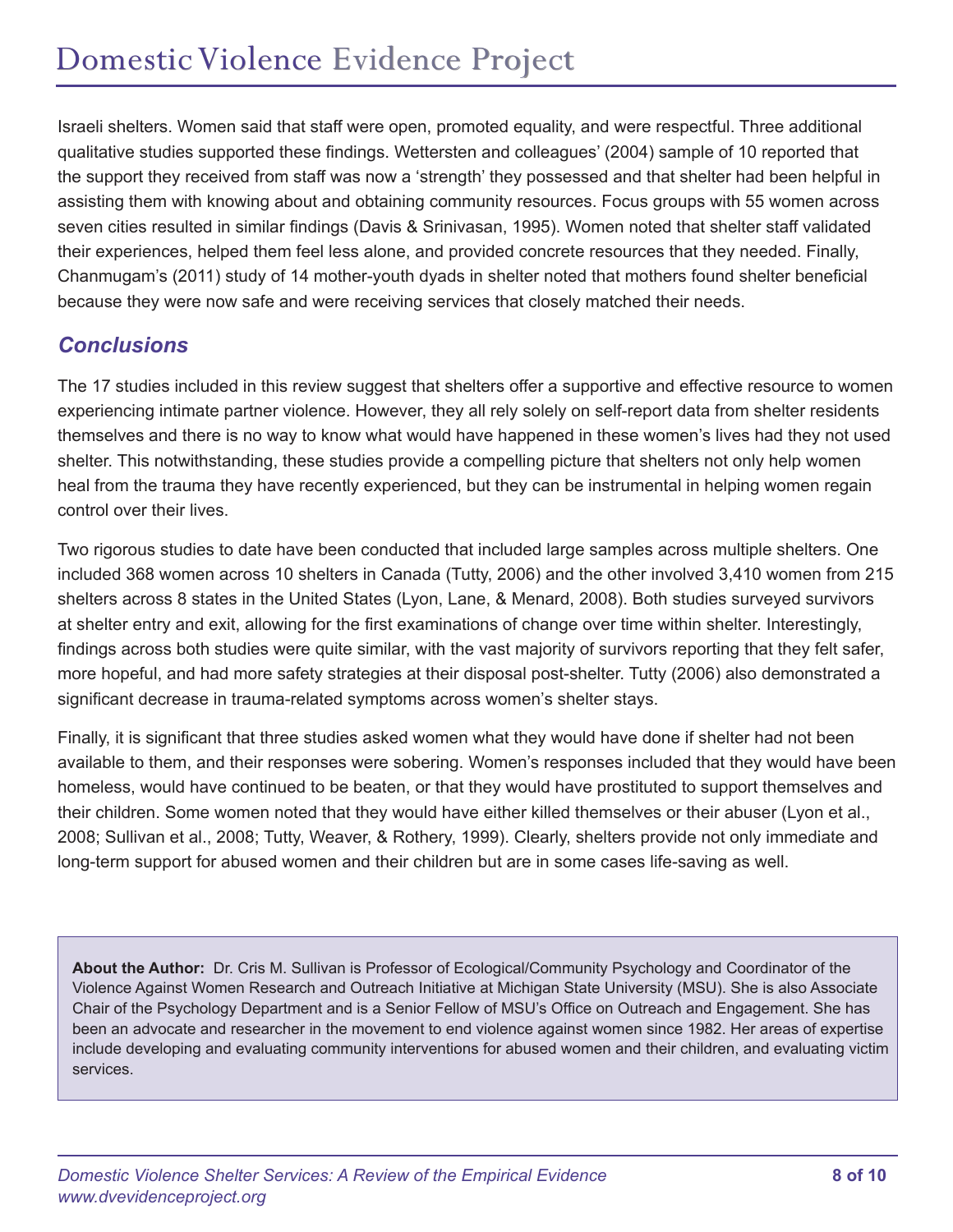Israeli shelters. Women said that staff were open, promoted equality, and were respectful. Three additional qualitative studies supported these findings. Wettersten and colleagues' (2004) sample of 10 reported that the support they received from staff was now a 'strength' they possessed and that shelter had been helpful in assisting them with knowing about and obtaining community resources. Focus groups with 55 women across seven cities resulted in similar findings (Davis & Srinivasan, 1995). Women noted that shelter staff validated their experiences, helped them feel less alone, and provided concrete resources that they needed. Finally, Chanmugam's (2011) study of 14 mother-youth dyads in shelter noted that mothers found shelter beneficial because they were now safe and were receiving services that closely matched their needs.

## *Conclusions*

The 17 studies included in this review suggest that shelters offer a supportive and effective resource to women experiencing intimate partner violence. However, they all rely solely on self-report data from shelter residents themselves and there is no way to know what would have happened in these women's lives had they not used shelter. This notwithstanding, these studies provide a compelling picture that shelters not only help women heal from the trauma they have recently experienced, but they can be instrumental in helping women regain control over their lives.

Two rigorous studies to date have been conducted that included large samples across multiple shelters. One included 368 women across 10 shelters in Canada (Tutty, 2006) and the other involved 3,410 women from 215 shelters across 8 states in the United States (Lyon, Lane, & Menard, 2008). Both studies surveyed survivors at shelter entry and exit, allowing for the first examinations of change over time within shelter. Interestingly, findings across both studies were quite similar, with the vast majority of survivors reporting that they felt safer, more hopeful, and had more safety strategies at their disposal post-shelter. Tutty (2006) also demonstrated a significant decrease in trauma-related symptoms across women's shelter stays.

Finally, it is significant that three studies asked women what they would have done if shelter had not been available to them, and their responses were sobering. Women's responses included that they would have been homeless, would have continued to be beaten, or that they would have prostituted to support themselves and their children. Some women noted that they would have either killed themselves or their abuser (Lyon et al., 2008; Sullivan et al., 2008; Tutty, Weaver, & Rothery, 1999). Clearly, shelters provide not only immediate and long-term support for abused women and their children but are in some cases life-saving as well.

**About the Author:** Dr. Cris M. Sullivan is Professor of Ecological/Community Psychology and Coordinator of the Violence Against Women Research and Outreach Initiative at Michigan State University (MSU). She is also Associate Chair of the Psychology Department and is a Senior Fellow of MSU's Office on Outreach and Engagement. She has been an advocate and researcher in the movement to end violence against women since 1982. Her areas of expertise include developing and evaluating community interventions for abused women and their children, and evaluating victim services.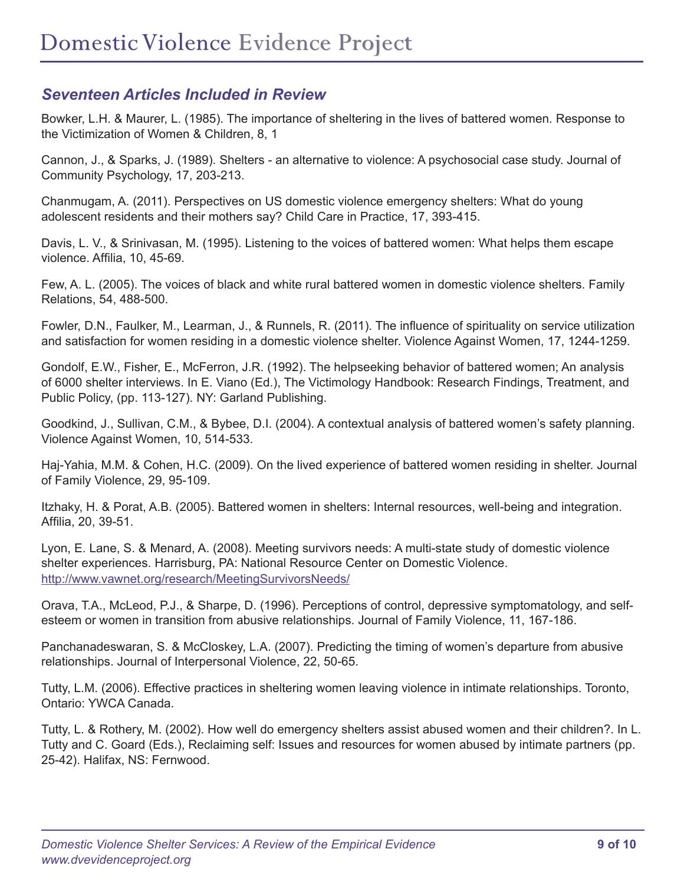## *Seventeen Articles Included in Review*

Bowker, L.H. & Maurer, L. (1985). The importance of sheltering in the lives of battered women. Response to the Victimization of Women & Children, 8, 1

Cannon, J., & Sparks, J. (1989). Shelters - an alternative to violence: A psychosocial case study. Journal of Community Psychology, 17, 203-213.

Chanmugam, A. (2011). Perspectives on US domestic violence emergency shelters: What do young adolescent residents and their mothers say? Child Care in Practice, 17, 393-415.

Davis, L. V., & Srinivasan, M. (1995). Listening to the voices of battered women: What helps them escape violence. Affilia, 10, 45-69.

Few, A. L. (2005). The voices of black and white rural battered women in domestic violence shelters. Family Relations, 54, 488-500.

Fowler, D.N., Faulker, M., Learman, J., & Runnels, R. (2011). The influence of spirituality on service utilization and satisfaction for women residing in a domestic violence shelter. Violence Against Women, 17, 1244-1259.

Gondolf, E.W., Fisher, E., McFerron, J.R. (1992). The helpseeking behavior of battered women; An analysis of 6000 shelter interviews. In E. Viano (Ed.), The Victimology Handbook: Research Findings, Treatment, and Public Policy, (pp. 113-127). NY: Garland Publishing.

Goodkind, J., Sullivan, C.M., & Bybee, D.I. (2004). A contextual analysis of battered women's safety planning. Violence Against Women, 10, 514-533.

Haj-Yahia, M.M. & Cohen, H.C. (2009). On the lived experience of battered women residing in shelter. Journal of Family Violence, 29, 95-109.

Itzhaky, H. & Porat, A.B. (2005). Battered women in shelters: Internal resources, well-being and integration. Affilia, 20, 39-51.

Lyon, E. Lane, S. & Menard, A. (2008). Meeting survivors needs: A multi-state study of domestic violence shelter experiences. Harrisburg, PA: National Resource Center on Domestic Violence. http://www.vawnet.org/research/MeetingSurvivorsNeeds/

Orava, T.A., McLeod, P.J., & Sharpe, D. (1996). Perceptions of control, depressive symptomatology, and self-esteem or women in transition from abusive relationships. Journal of Family Violence, 11, 167-186.

Panchanadeswaran, S. & McCloskey, L.A. (2007). Predicting the timing of women's departure from abusive relationships. Journal of Interpersonal Violence, 22, 50-65.

Tutty, L.M. (2006). Effective practices in sheltering women leaving violence in intimate relationships. Toronto, Ontario: YWCA Canada.

Tutty, L. & Rothery, M. (2002). How well do emergency shelters assist abused women and their children?. In L. Tutty and C. Goard (Eds.), Reclaiming self: Issues and resources for women abused by intimate partners (pp. 25-42). Halifax, NS: Fernwood.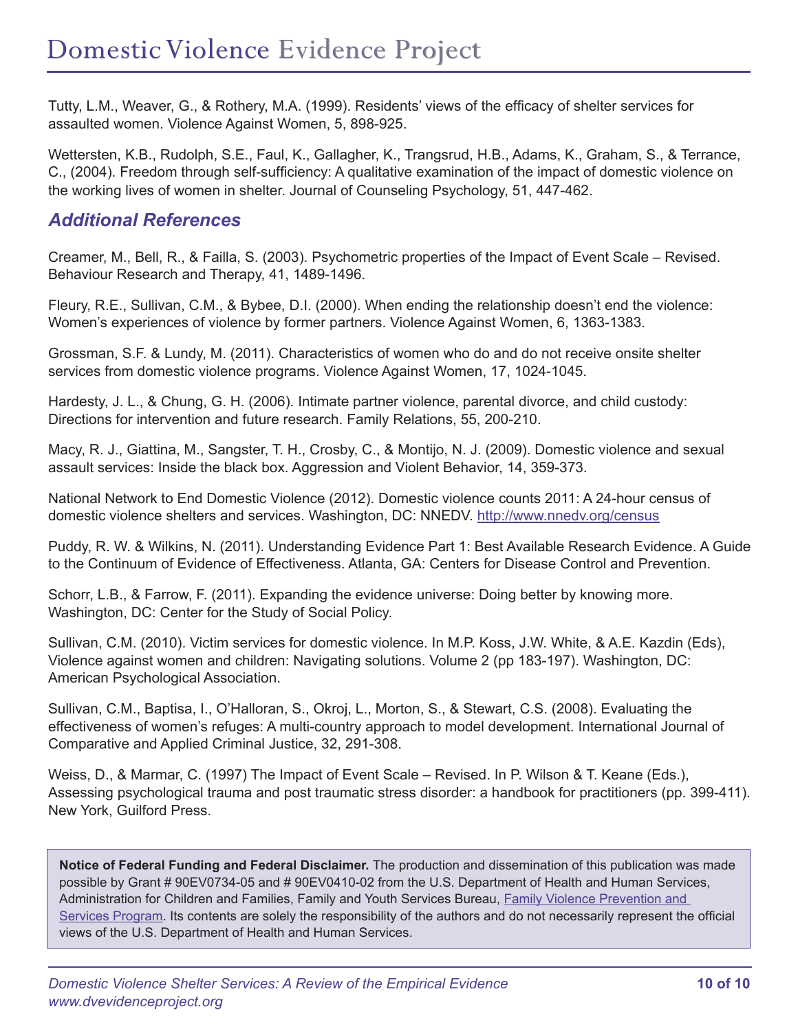Tutty, L.M., Weaver, G., & Rothery, M.A. (1999). Residents' views of the efficacy of shelter services for assaulted women. Violence Against Women, 5, 898-925.

Wettersten, K.B., Rudolph, S.E., Faul, K., Gallagher, K., Trangsrud, H.B., Adams, K., Graham, S., & Terrance, C., (2004). Freedom through self-sufficiency: A qualitative examination of the impact of domestic violence on the working lives of women in shelter. Journal of Counseling Psychology, 51, 447-462.

## *Additional References*

Creamer, M., Bell, R., & Failla, S. (2003). Psychometric properties of the Impact of Event Scale – Revised. Behaviour Research and Therapy, 41, 1489-1496.

Fleury, R.E., Sullivan, C.M., & Bybee, D.I. (2000). When ending the relationship doesn't end the violence: Women's experiences of violence by former partners. Violence Against Women, 6, 1363-1383.

Grossman, S.F. & Lundy, M. (2011). Characteristics of women who do and do not receive onsite shelter services from domestic violence programs. Violence Against Women, 17, 1024-1045.

Hardesty, J. L., & Chung, G. H. (2006). Intimate partner violence, parental divorce, and child custody: Directions for intervention and future research. Family Relations, 55, 200-210.

Macy, R. J., Giattina, M., Sangster, T. H., Crosby, C., & Montijo, N. J. (2009). Domestic violence and sexual assault services: Inside the black box. Aggression and Violent Behavior, 14, 359-373.

National Network to End Domestic Violence (2012). Domestic violence counts 2011: A 24-hour census of domestic violence shelters and services. Washington, DC: NNEDV. http://www.nnedv.org/census

Puddy, R. W. & Wilkins, N. (2011). Understanding Evidence Part 1: Best Available Research Evidence. A Guide to the Continuum of Evidence of Effectiveness. Atlanta, GA: Centers for Disease Control and Prevention.

Schorr, L.B., & Farrow, F. (2011). Expanding the evidence universe: Doing better by knowing more. Washington, DC: Center for the Study of Social Policy.

Sullivan, C.M. (2010). Victim services for domestic violence. In M.P. Koss, J.W. White, & A.E. Kazdin (Eds), Violence against women and children: Navigating solutions. Volume 2 (pp 183-197). Washington, DC: American Psychological Association.

Sullivan, C.M., Baptisa, I., O'Halloran, S., Okroj, L., Morton, S., & Stewart, C.S. (2008). Evaluating the effectiveness of women's refuges: A multi-country approach to model development. International Journal of Comparative and Applied Criminal Justice, 32, 291-308.

Weiss, D., & Marmar, C. (1997) The Impact of Event Scale – Revised. In P. Wilson & T. Keane (Eds.), Assessing psychological trauma and post traumatic stress disorder: a handbook for practitioners (pp. 399-411). New York, Guilford Press.

**Notice of Federal Funding and Federal Disclaimer.** The production and dissemination of this publication was made possible by Grant # 90EV0734-05 and # 90EV0410-02 from the U.S. Department of Health and Human Services, Administration for Children and Families, Family and Youth Services Bureau, Family Violence Prevention and Services Program. Its contents are solely the responsibility of the authors and do not necessarily represent the official views of the U.S. Department of Health and Human Services.